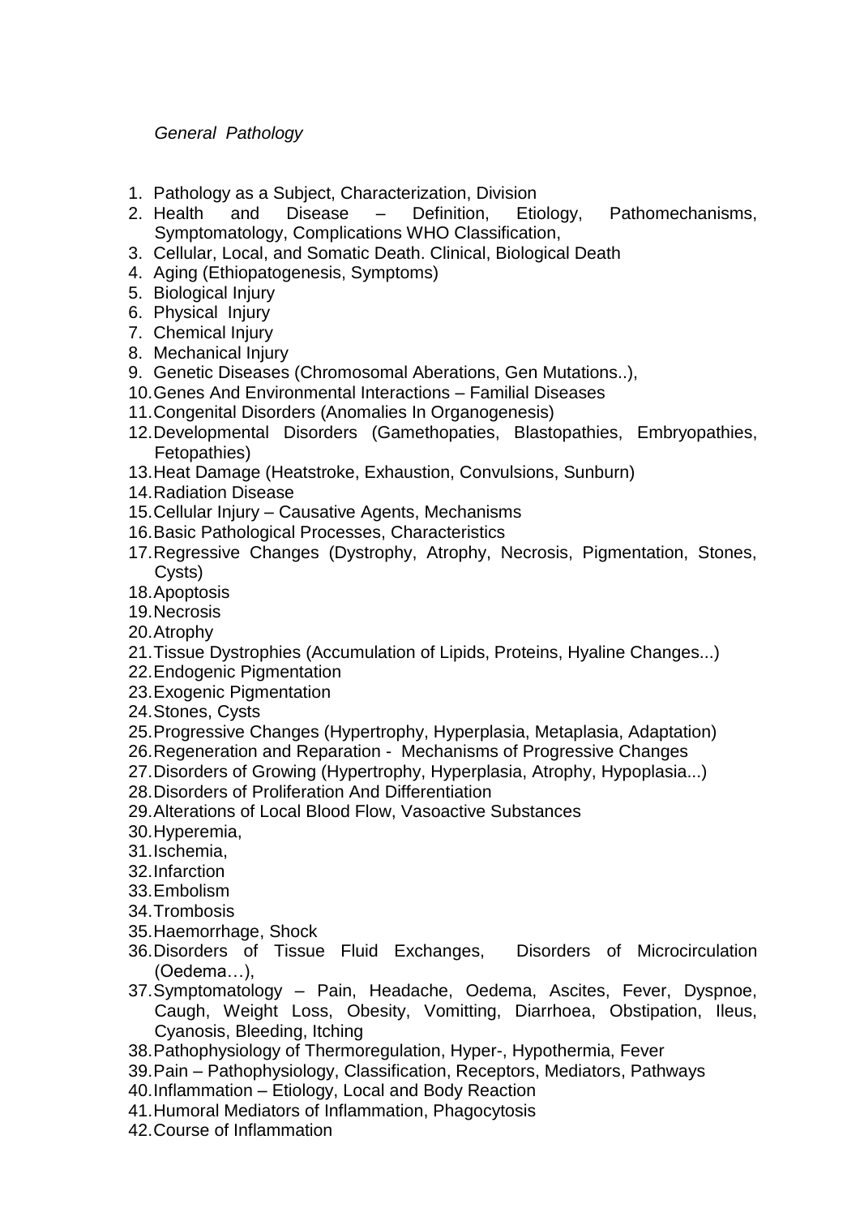*General Pathology*

1. Pathology as a Subject, Characterization, Division
2. Health and Disease – Definition, Etiology, Pathomechanisms, Symptomatology, Complications WHO Classification,
3. Cellular, Local, and Somatic Death. Clinical, Biological Death
4. Aging (Ethiopatogenesis, Symptoms)
5. Biological Injury
6. Physical Injury
7. Chemical Injury
8. Mechanical Injury
9. Genetic Diseases (Chromosomal Aberations, Gen Mutations..),
10. Genes And Environmental Interactions – Familial Diseases
11. Congenital Disorders (Anomalies In Organogenesis)
12. Developmental Disorders (Gamethopaties, Blastopathies, Embryopathies, Fetopathies)
13. Heat Damage (Heatstroke, Exhaustion, Convulsions, Sunburn)
14. Radiation Disease
15. Cellular Injury – Causative Agents, Mechanisms
16. Basic Pathological Processes, Characteristics
17. Regressive Changes (Dystrophy, Atrophy, Necrosis, Pigmentation, Stones, Cysts)
18. Apoptosis
19. Necrosis
20. Atrophy
21. Tissue Dystrophies (Accumulation of Lipids, Proteins, Hyaline Changes...)
22. Endogenic Pigmentation
23. Exogenic Pigmentation
24. Stones, Cysts
25. Progressive Changes (Hypertrophy, Hyperplasia, Metaplasia, Adaptation)
26. Regeneration and Reparation - Mechanisms of Progressive Changes
27. Disorders of Growing (Hypertrophy, Hyperplasia, Atrophy, Hypoplasia...)
28. Disorders of Proliferation And Differentiation
29. Alterations of Local Blood Flow, Vasoactive Substances
30. Hyperemia,
31. Ischemia,
32. Infarction
33. Embolism
34. Trombosis
35. Haemorrhage, Shock
36. Disorders of Tissue Fluid Exchanges, Disorders of Microcirculation (Oedema…),
37. Symptomatology – Pain, Headache, Oedema, Ascites, Fever, Dyspnoe, Caugh, Weight Loss, Obesity, Vomitting, Diarrhoea, Obstipation, Ileus, Cyanosis, Bleeding, Itching
38. Pathophysiology of Thermoregulation, Hyper-, Hypothermia, Fever
39. Pain – Pathophysiology, Classification, Receptors, Mediators, Pathways
40. Inflammation – Etiology, Local and Body Reaction
41. Humoral Mediators of Inflammation, Phagocytosis
42. Course of Inflammation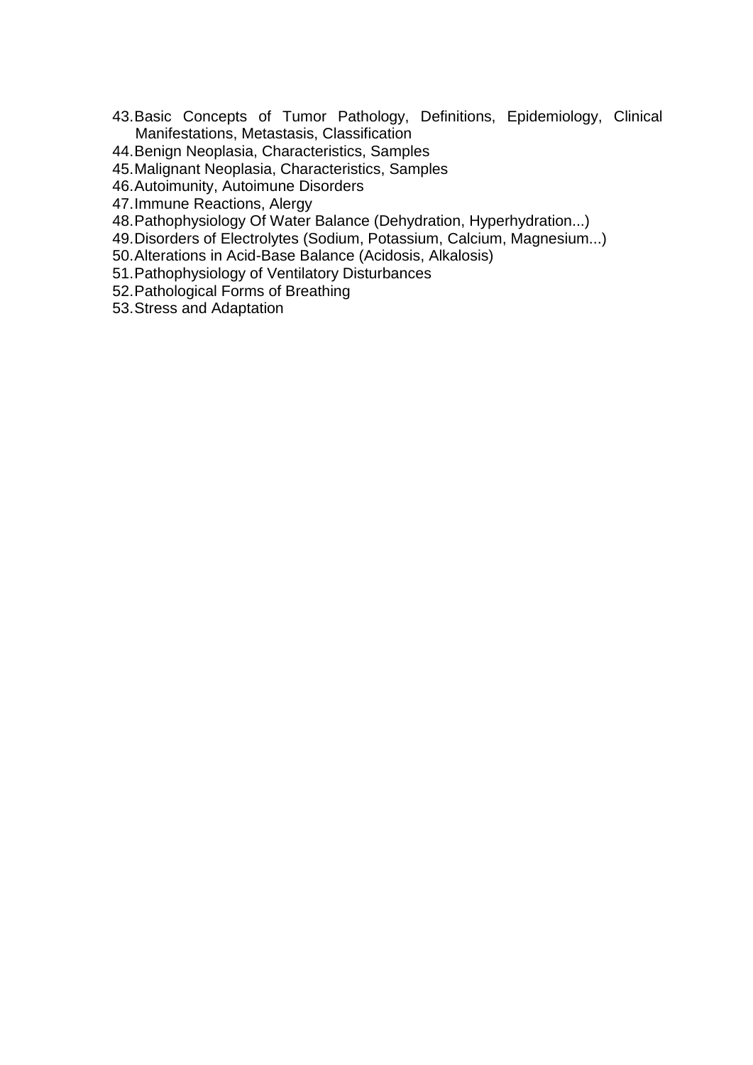43. Basic Concepts of Tumor Pathology, Definitions, Epidemiology, Clinical Manifestations, Metastasis, Classification
44. Benign Neoplasia, Characteristics, Samples
45. Malignant Neoplasia, Characteristics, Samples
46. Autoimunity, Autoimune Disorders
47. Immune Reactions, Alergy
48. Pathophysiology Of Water Balance (Dehydration, Hyperhydration...)
49. Disorders of Electrolytes (Sodium, Potassium, Calcium, Magnesium...)
50. Alterations in Acid-Base Balance (Acidosis, Alkalosis)
51. Pathophysiology of Ventilatory Disturbances
52. Pathological Forms of Breathing
53. Stress and Adaptation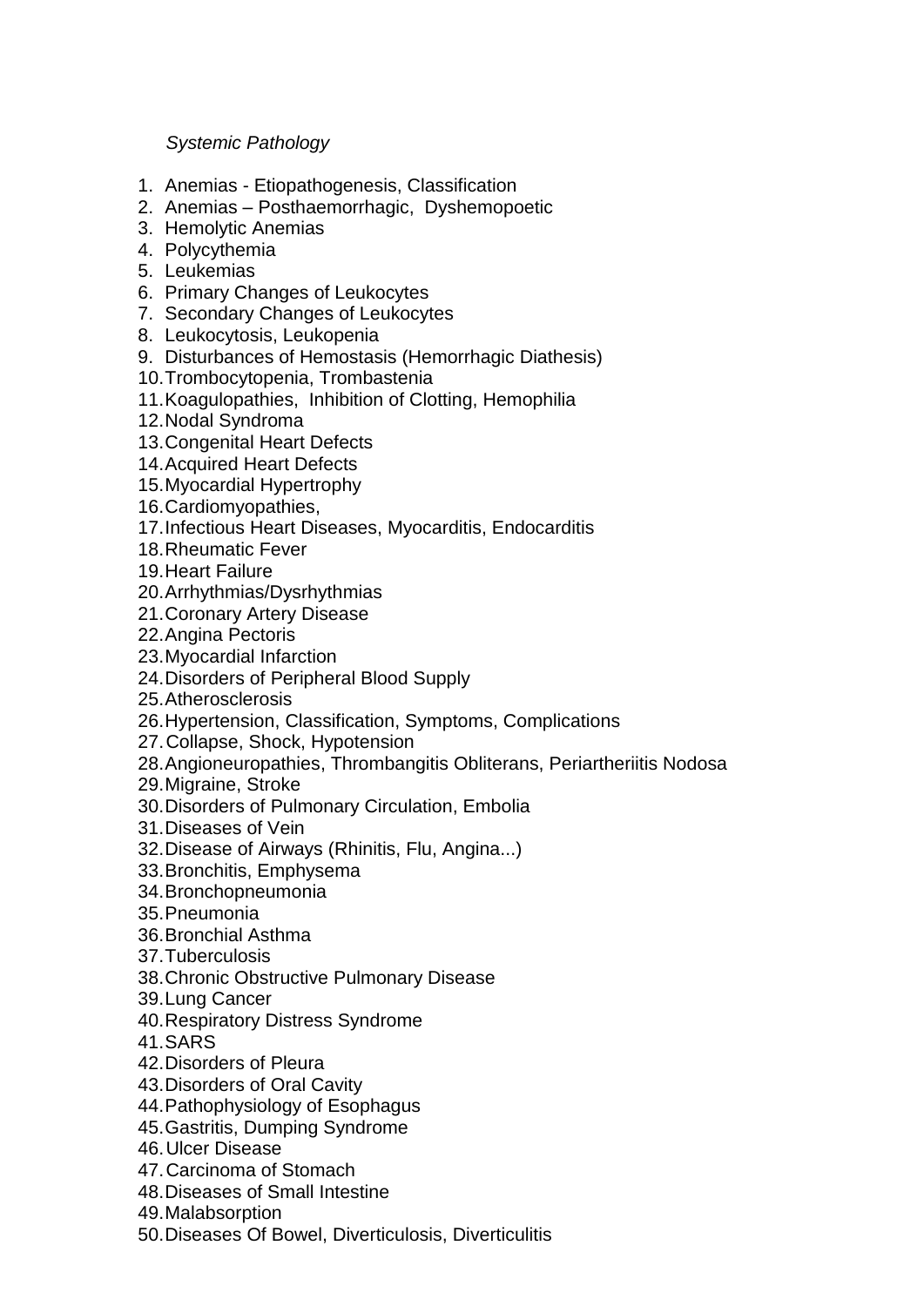*Systemic Pathology*

1. Anemias - Etiopathogenesis, Classification
2. Anemias – Posthaemorrhagic, Dyshemopoetic
3. Hemolytic Anemias
4. Polycythemia
5. Leukemias
6. Primary Changes of Leukocytes
7. Secondary Changes of Leukocytes
8. Leukocytosis, Leukopenia
9. Disturbances of Hemostasis (Hemorrhagic Diathesis)
10. Trombocytopenia, Trombastenia
11. Koagulopathies, Inhibition of Clotting, Hemophilia
12. Nodal Syndroma
13. Congenital Heart Defects
14. Acquired Heart Defects
15. Myocardial Hypertrophy
16. Cardiomyopathies,
17. Infectious Heart Diseases, Myocarditis, Endocarditis
18. Rheumatic Fever
19. Heart Failure
20. Arrhythmias/Dysrhythmias
21. Coronary Artery Disease
22. Angina Pectoris
23. Myocardial Infarction
24. Disorders of Peripheral Blood Supply
25. Atherosclerosis
26. Hypertension, Classification, Symptoms, Complications
27. Collapse, Shock, Hypotension
28. Angioneuropathies, Thrombangitis Obliterans, Periartheriitis Nodosa
29. Migraine, Stroke
30. Disorders of Pulmonary Circulation, Embolia
31. Diseases of Vein
32. Disease of Airways (Rhinitis, Flu, Angina...)
33. Bronchitis, Emphysema
34. Bronchopneumonia
35. Pneumonia
36. Bronchial Asthma
37. Tuberculosis
38. Chronic Obstructive Pulmonary Disease
39. Lung Cancer
40. Respiratory Distress Syndrome
41. SARS
42. Disorders of Pleura
43. Disorders of Oral Cavity
44. Pathophysiology of Esophagus
45. Gastritis, Dumping Syndrome
46. Ulcer Disease
47. Carcinoma of Stomach
48. Diseases of Small Intestine
49. Malabsorption
50. Diseases Of Bowel, Diverticulosis, Diverticulitis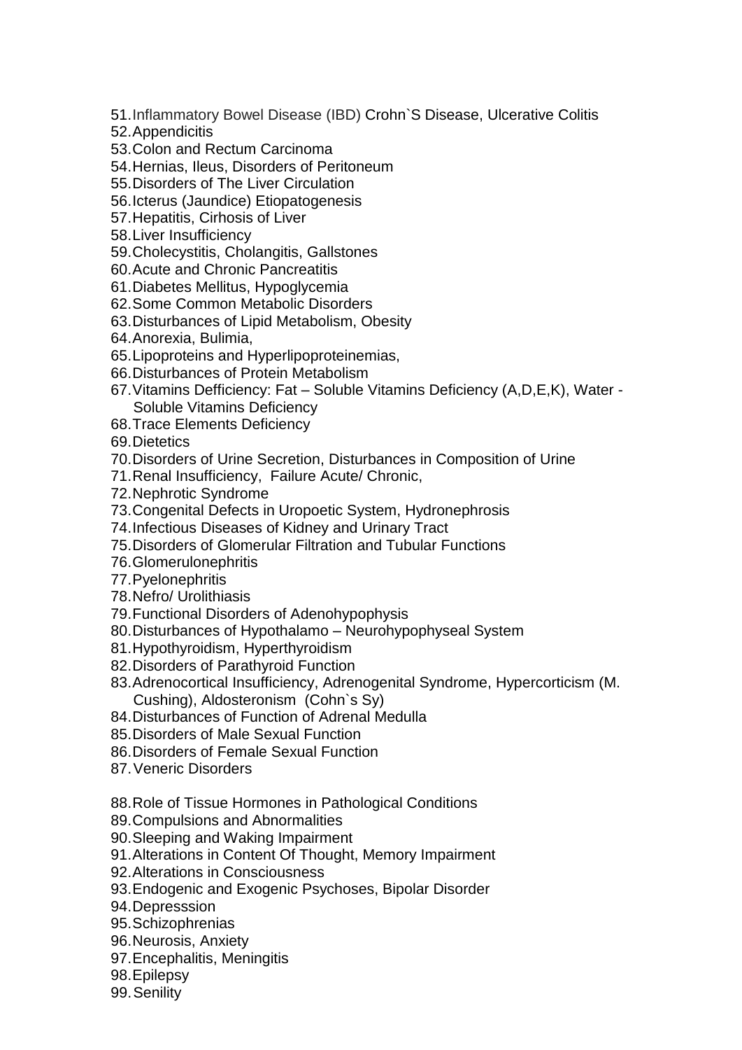51. Inflammatory Bowel Disease (IBD) Crohn`S Disease, Ulcerative Colitis
52. Appendicitis
53. Colon and Rectum Carcinoma
54. Hernias, Ileus, Disorders of Peritoneum
55. Disorders of The Liver Circulation
56. Icterus (Jaundice) Etiopatogenesis
57. Hepatitis, Cirhosis of Liver
58. Liver Insufficiency
59. Cholecystitis, Cholangitis, Gallstones
60. Acute and Chronic Pancreatitis
61. Diabetes Mellitus, Hypoglycemia
62. Some Common Metabolic Disorders
63. Disturbances of Lipid Metabolism, Obesity
64. Anorexia, Bulimia,
65. Lipoproteins and Hyperlipoproteinemias,
66. Disturbances of Protein Metabolism
67. Vitamins Defficiency: Fat – Soluble Vitamins Deficiency (A,D,E,K), Water - Soluble Vitamins Deficiency
68. Trace Elements Deficiency
69. Dietetics
70. Disorders of Urine Secretion, Disturbances in Composition of Urine
71. Renal Insufficiency, Failure Acute/ Chronic,
72. Nephrotic Syndrome
73. Congenital Defects in Uropoetic System, Hydronephrosis
74. Infectious Diseases of Kidney and Urinary Tract
75. Disorders of Glomerular Filtration and Tubular Functions
76. Glomerulonephritis
77. Pyelonephritis
78. Nefro/ Urolithiasis
79. Functional Disorders of Adenohypophysis
80. Disturbances of Hypothalamo – Neurohypophyseal System
81. Hypothyroidism, Hyperthyroidism
82. Disorders of Parathyroid Function
83. Adrenocortical Insufficiency, Adrenogenital Syndrome, Hypercorticism (M. Cushing), Aldosteronism (Cohn`s Sy)
84. Disturbances of Function of Adrenal Medulla
85. Disorders of Male Sexual Function
86. Disorders of Female Sexual Function
87. Veneric Disorders

88. Role of Tissue Hormones in Pathological Conditions
89. Compulsions and Abnormalities
90. Sleeping and Waking Impairment
91. Alterations in Content Of Thought, Memory Impairment
92. Alterations in Consciousness
93. Endogenic and Exogenic Psychoses, Bipolar Disorder
94. Depresssion
95. Schizophrenias
96. Neurosis, Anxiety
97. Encephalitis, Meningitis
98. Epilepsy
99. Senility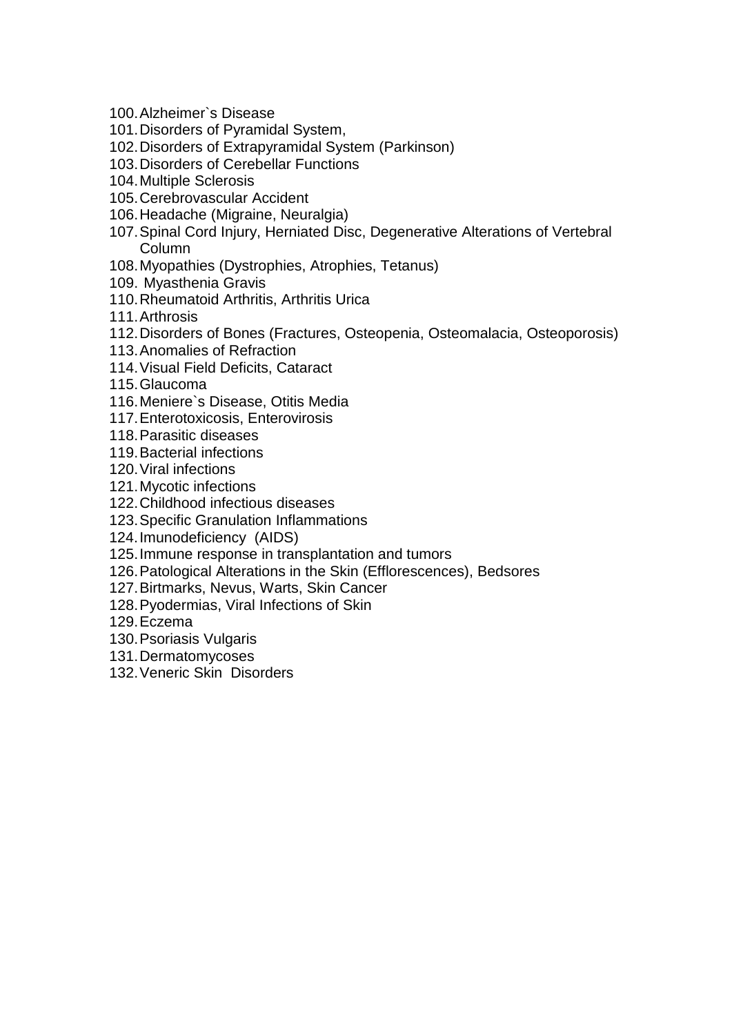100. Alzheimer`s Disease
101. Disorders of Pyramidal System,
102. Disorders of Extrapyramidal System (Parkinson)
103. Disorders of Cerebellar Functions
104. Multiple Sclerosis
105. Cerebrovascular Accident
106. Headache (Migraine, Neuralgia)
107. Spinal Cord Injury, Herniated Disc, Degenerative Alterations of Vertebral Column
108. Myopathies (Dystrophies, Atrophies, Tetanus)
109. Myasthenia Gravis
110. Rheumatoid Arthritis, Arthritis Urica
111. Arthrosis
112. Disorders of Bones (Fractures, Osteopenia, Osteomalacia, Osteoporosis)
113. Anomalies of Refraction
114. Visual Field Deficits, Cataract
115. Glaucoma
116. Meniere`s Disease, Otitis Media
117. Enterotoxicosis, Enterovirosis
118. Parasitic diseases
119. Bacterial infections
120. Viral infections
121. Mycotic infections
122. Childhood infectious diseases
123. Specific Granulation Inflammations
124. Imunodeficiency (AIDS)
125. Immune response in transplantation and tumors
126. Patological Alterations in the Skin (Efflorescences), Bedsores
127. Birtmarks, Nevus, Warts, Skin Cancer
128. Pyodermias, Viral Infections of Skin
129. Eczema
130. Psoriasis Vulgaris
131. Dermatomycoses
132. Veneric Skin Disorders